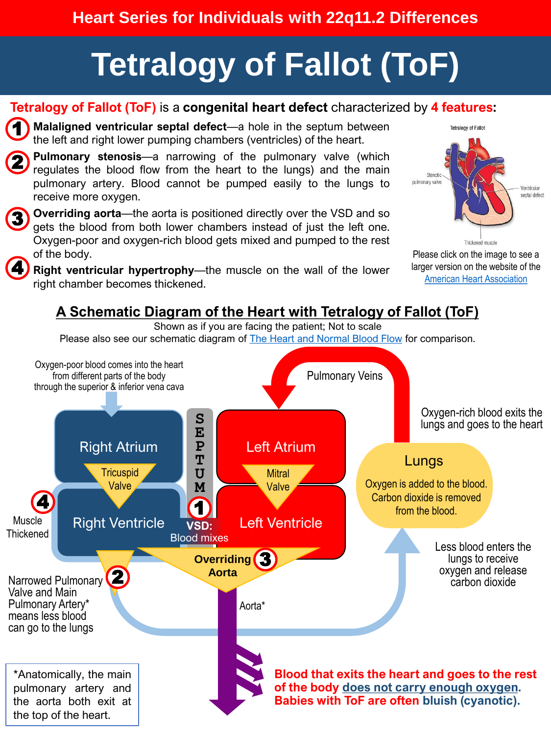Heart Series for Individuals with 22q11.2 Differences

# Tetralogy of Fallot (ToF)

**Tetralogy of Fallot (ToF)** is a **congenital heart defect** characterized by **4 features**:

1. **Malaligned ventricular septal defect**—a hole in the septum between the left and right lower pumping chambers (ventricles) of the heart.
2. **Pulmonary stenosis**—a narrowing of the pulmonary valve (which regulates the blood flow from the heart to the lungs) and the main pulmonary artery. Blood cannot be pumped easily to the lungs to receive more oxygen.
3. **Overriding aorta**—the aorta is positioned directly over the VSD and so gets the blood from both lower chambers instead of just the left one. Oxygen-poor and oxygen-rich blood gets mixed and pumped to the rest of the body.
4. **Right ventricular hypertrophy**—the muscle on the wall of the lower right chamber becomes thickened.

Tetralogy of Fallot

Stenotic pulmonary valve

Ventricular septal defect

Thickened muscle

Please click on the image to see a larger version on the website of the American Heart Association

## A Schematic Diagram of the Heart with Tetralogy of Fallot (ToF)

Shown as if you are facing the patient; Not to scale

Please also see our schematic diagram of The Heart and Normal Blood Flow for comparison.

Oxygen-poor blood comes into the heart from different parts of the body through the superior & inferior vena cava

Pulmonary Veins

Oxygen-rich blood exits the lungs and goes to the heart

Right Atrium

Tricuspid Valve

SEPTUM

Left Atrium

Mitral Valve

Lungs

Oxygen is added to the blood. Carbon dioxide is removed from the blood.

4 Muscle Thickened

Right Ventricle

1 VSD: Blood mixes

Left Ventricle

Overriding Aorta 3

Less blood enters the lungs to receive oxygen and release carbon dioxide

2 Narrowed Pulmonary Valve and Main Pulmonary Artery* means less blood can go to the lungs

Aorta*

*Anatomically, the main pulmonary artery and the aorta both exit at the top of the heart.

**Blood that exits the heart and goes to the rest of the body does not carry enough oxygen. Babies with ToF are often bluish (cyanotic).**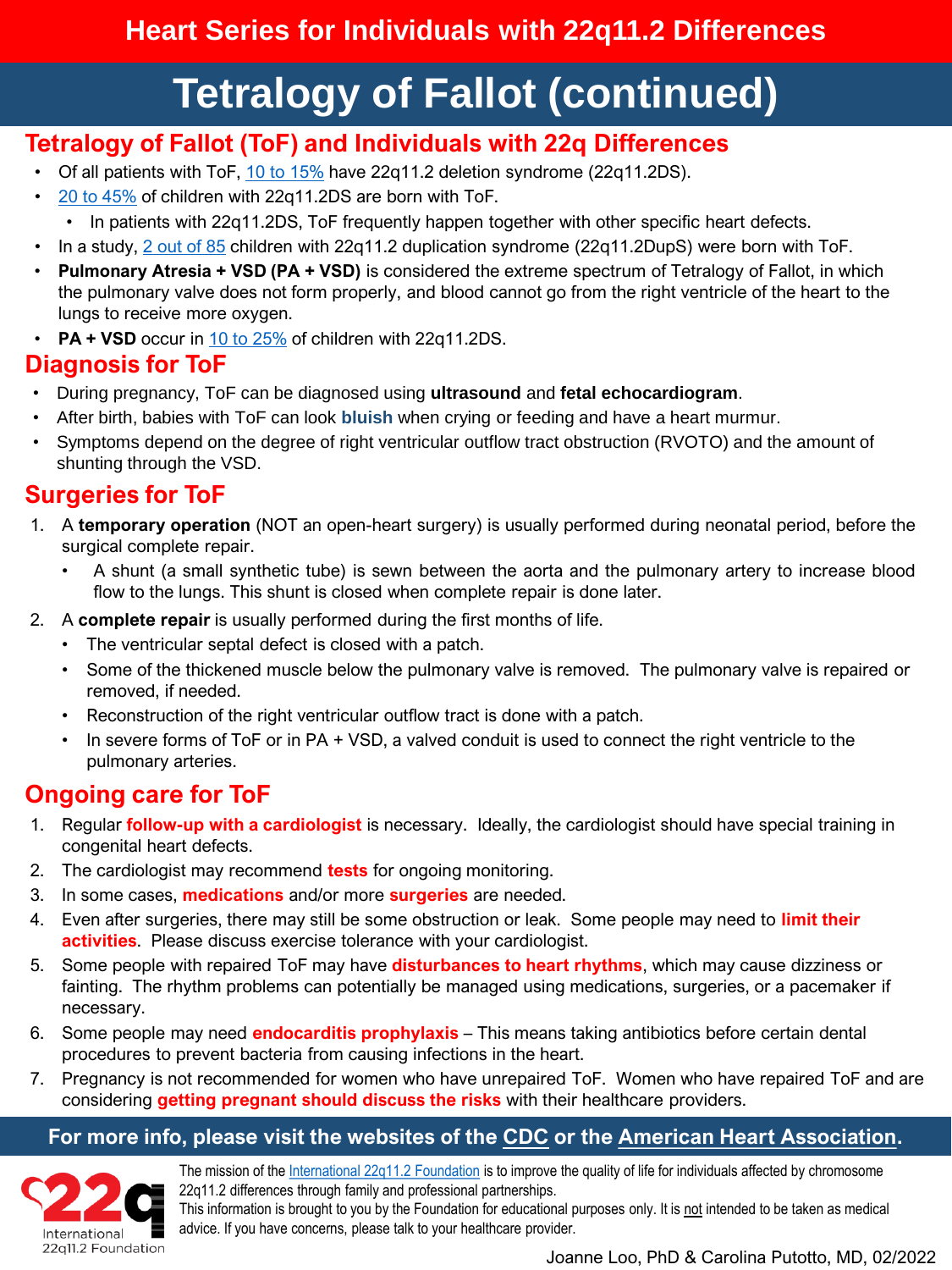# Heart Series for Individuals with 22q11.2 Differences

## Tetralogy of Fallot (continued)

### Tetralogy of Fallot (ToF) and Individuals with 22q Differences

- Of all patients with ToF, 10 to 15% have 22q11.2 deletion syndrome (22q11.2DS).
- 20 to 45% of children with 22q11.2DS are born with ToF.
  - In patients with 22q11.2DS, ToF frequently happen together with other specific heart defects.
- In a study, 2 out of 85 children with 22q11.2 duplication syndrome (22q11.2DupS) were born with ToF.
- **Pulmonary Atresia + VSD (PA + VSD)** is considered the extreme spectrum of Tetralogy of Fallot, in which the pulmonary valve does not form properly, and blood cannot go from the right ventricle of the heart to the lungs to receive more oxygen.
- **PA + VSD** occur in 10 to 25% of children with 22q11.2DS.

### Diagnosis for ToF

- During pregnancy, ToF can be diagnosed using **ultrasound** and **fetal echocardiogram**.
- After birth, babies with ToF can look **bluish** when crying or feeding and have a heart murmur.
- Symptoms depend on the degree of right ventricular outflow tract obstruction (RVOTO) and the amount of shunting through the VSD.

### Surgeries for ToF

1. A **temporary operation** (NOT an open-heart surgery) is usually performed during neonatal period, before the surgical complete repair.
   - A shunt (a small synthetic tube) is sewn between the aorta and the pulmonary artery to increase blood flow to the lungs. This shunt is closed when complete repair is done later.
2. A **complete repair** is usually performed during the first months of life.
   - The ventricular septal defect is closed with a patch.
   - Some of the thickened muscle below the pulmonary valve is removed. The pulmonary valve is repaired or removed, if needed.
   - Reconstruction of the right ventricular outflow tract is done with a patch.
   - In severe forms of ToF or in PA + VSD, a valved conduit is used to connect the right ventricle to the pulmonary arteries.

### Ongoing care for ToF

1. Regular **follow-up with a cardiologist** is necessary. Ideally, the cardiologist should have special training in congenital heart defects.
2. The cardiologist may recommend **tests** for ongoing monitoring.
3. In some cases, **medications** and/or more **surgeries** are needed.
4. Even after surgeries, there may still be some obstruction or leak. Some people may need to **limit their activities**. Please discuss exercise tolerance with your cardiologist.
5. Some people with repaired ToF may have **disturbances to heart rhythms**, which may cause dizziness or fainting. The rhythm problems can potentially be managed using medications, surgeries, or a pacemaker if necessary.
6. Some people may need **endocarditis prophylaxis** – This means taking antibiotics before certain dental procedures to prevent bacteria from causing infections in the heart.
7. Pregnancy is not recommended for women who have unrepaired ToF. Women who have repaired ToF and are considering **getting pregnant should discuss the risks** with their healthcare providers.

**For more info, please visit the websites of the CDC or the American Heart Association.**

International 22q11.2 Foundation

The mission of the International 22q11.2 Foundation is to improve the quality of life for individuals affected by chromosome 22q11.2 differences through family and professional partnerships.
This information is brought to you by the Foundation for educational purposes only. It is not intended to be taken as medical advice. If you have concerns, please talk to your healthcare provider.

Joanne Loo, PhD & Carolina Putotto, MD, 02/2022